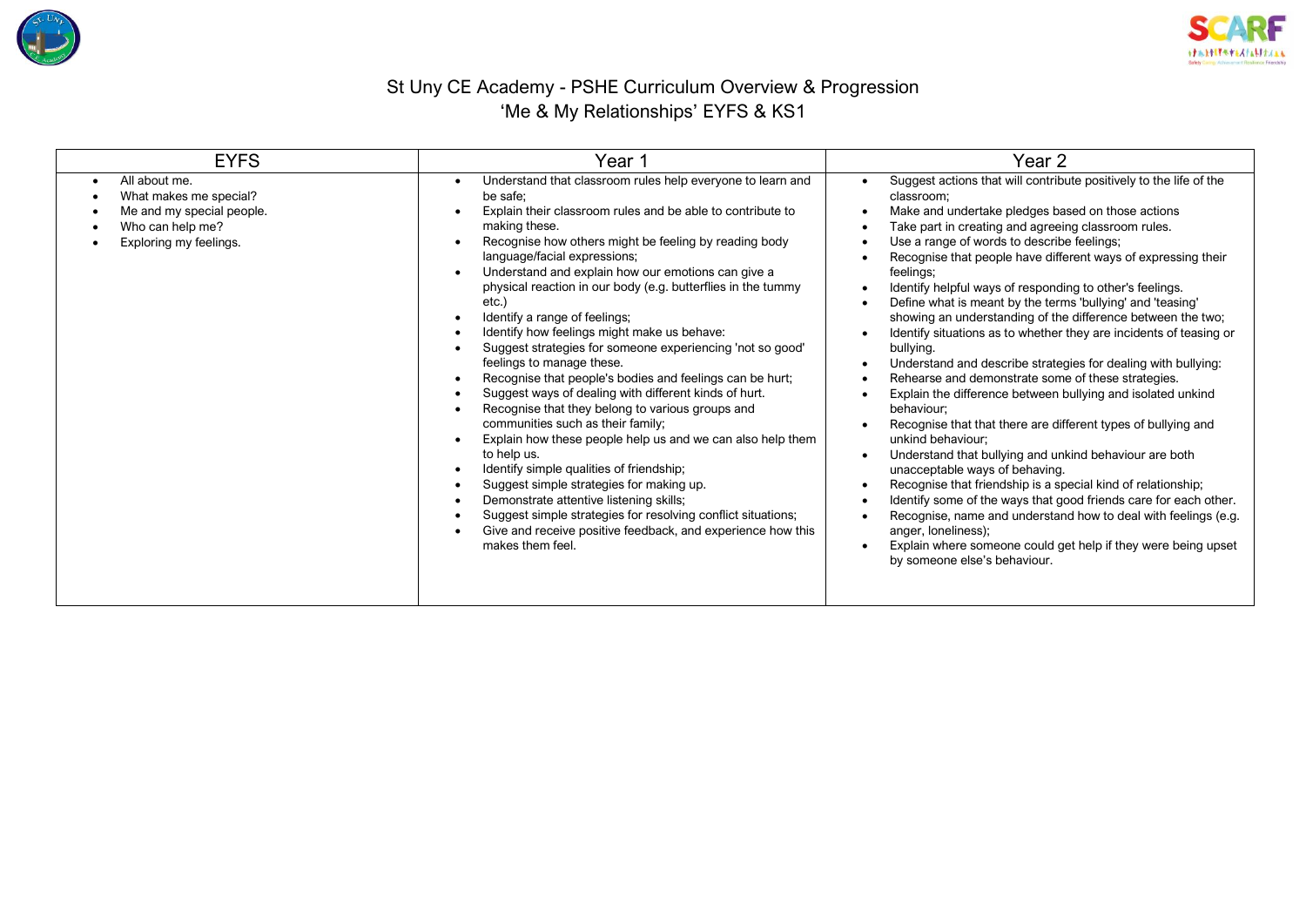# St Uny CE Academy - PSHE Curriculum Overview & Progression
## 'Me & My Relationships' EYFS & KS1

| EYFS | Year 1 | Year 2 |
|---|---|---|
| • All about me.<br>• What makes me special?<br>• Me and my special people.<br>• Who can help me?<br>• Exploring my feelings. | • Understand that classroom rules help everyone to learn and be safe;<br>• Explain their classroom rules and be able to contribute to making these.<br>• Recognise how others might be feeling by reading body language/facial expressions;<br>• Understand and explain how our emotions can give a physical reaction in our body (e.g. butterflies in the tummy etc.)<br>• Identify a range of feelings;<br>• Identify how feelings might make us behave:<br>• Suggest strategies for someone experiencing 'not so good' feelings to manage these.<br>• Recognise that people's bodies and feelings can be hurt;<br>• Suggest ways of dealing with different kinds of hurt.<br>• Recognise that they belong to various groups and communities such as their family;<br>• Explain how these people help us and we can also help them to help us.<br>• Identify simple qualities of friendship;<br>• Suggest simple strategies for making up.<br>• Demonstrate attentive listening skills;<br>• Suggest simple strategies for resolving conflict situations;<br>• Give and receive positive feedback, and experience how this makes them feel. | • Suggest actions that will contribute positively to the life of the classroom;<br>• Make and undertake pledges based on those actions<br>• Take part in creating and agreeing classroom rules.<br>• Use a range of words to describe feelings;<br>• Recognise that people have different ways of expressing their feelings;<br>• Identify helpful ways of responding to other's feelings.<br>• Define what is meant by the terms 'bullying' and 'teasing' showing an understanding of the difference between the two;<br>• Identify situations as to whether they are incidents of teasing or bullying.<br>• Understand and describe strategies for dealing with bullying:<br>• Rehearse and demonstrate some of these strategies.<br>• Explain the difference between bullying and isolated unkind behaviour;<br>• Recognise that that there are different types of bullying and unkind behaviour;<br>• Understand that bullying and unkind behaviour are both unacceptable ways of behaving.<br>• Recognise that friendship is a special kind of relationship;<br>• Identify some of the ways that good friends care for each other.<br>• Recognise, name and understand how to deal with feelings (e.g. anger, loneliness);<br>• Explain where someone could get help if they were being upset by someone else's behaviour. |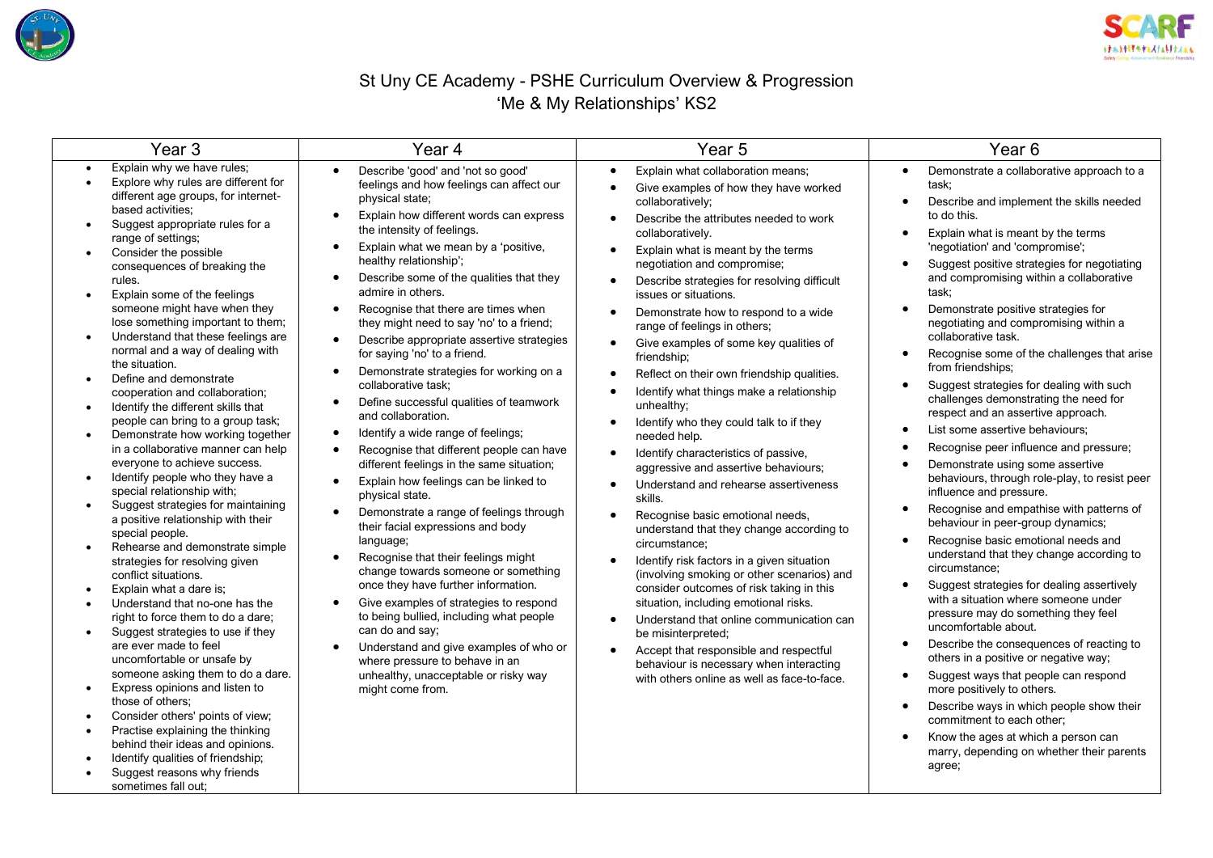# St Uny CE Academy - PSHE Curriculum Overview & Progression
## 'Me & My Relationships' KS2

| Year 3 | Year 4 | Year 5 | Year 6 |
|---|---|---|---|
| • Explain why we have rules;<br>• Explore why rules are different for different age groups, for internet-based activities;<br>• Suggest appropriate rules for a range of settings;<br>• Consider the possible consequences of breaking the rules.<br>• Explain some of the feelings someone might have when they lose something important to them;<br>• Understand that these feelings are normal and a way of dealing with the situation.<br>• Define and demonstrate cooperation and collaboration;<br>• Identify the different skills that people can bring to a group task;<br>• Demonstrate how working together in a collaborative manner can help everyone to achieve success.<br>• Identify people who they have a special relationship with;<br>• Suggest strategies for maintaining a positive relationship with their special people.<br>• Rehearse and demonstrate simple strategies for resolving given conflict situations.<br>• Explain what a dare is;<br>• Understand that no-one has the right to force them to do a dare;<br>• Suggest strategies to use if they are ever made to feel uncomfortable or unsafe by someone asking them to do a dare.<br>• Express opinions and listen to those of others;<br>• Consider others' points of view;<br>• Practise explaining the thinking behind their ideas and opinions.<br>• Identify qualities of friendship;<br>• Suggest reasons why friends sometimes fall out; | • Describe 'good' and 'not so good' feelings and how feelings can affect our physical state;<br>• Explain how different words can express the intensity of feelings.<br>• Explain what we mean by a 'positive, healthy relationship';<br>• Describe some of the qualities that they admire in others.<br>• Recognise that there are times when they might need to say 'no' to a friend;<br>• Describe appropriate assertive strategies for saying 'no' to a friend.<br>• Demonstrate strategies for working on a collaborative task;<br>• Define successful qualities of teamwork and collaboration.<br>• Identify a wide range of feelings;<br>• Recognise that different people can have different feelings in the same situation;<br>• Explain how feelings can be linked to physical state.<br>• Demonstrate a range of feelings through their facial expressions and body language;<br>• Recognise that their feelings might change towards someone or something once they have further information.<br>• Give examples of strategies to respond to being bullied, including what people can do and say;<br>• Understand and give examples of who or where pressure to behave in an unhealthy, unacceptable or risky way might come from. | • Explain what collaboration means;<br>• Give examples of how they have worked collaboratively;<br>• Describe the attributes needed to work collaboratively.<br>• Explain what is meant by the terms negotiation and compromise;<br>• Describe strategies for resolving difficult issues or situations.<br>• Demonstrate how to respond to a wide range of feelings in others;<br>• Give examples of some key qualities of friendship;<br>• Reflect on their own friendship qualities.<br>• Identify what things make a relationship unhealthy;<br>• Identify who they could talk to if they needed help.<br>• Identify characteristics of passive, aggressive and assertive behaviours;<br>• Understand and rehearse assertiveness skills.<br>• Recognise basic emotional needs, understand that they change according to circumstance;<br>• Identify risk factors in a given situation (involving smoking or other scenarios) and consider outcomes of risk taking in this situation, including emotional risks.<br>• Understand that online communication can be misinterpreted;<br>• Accept that responsible and respectful behaviour is necessary when interacting with others online as well as face-to-face. | • Demonstrate a collaborative approach to a task;<br>• Describe and implement the skills needed to do this.<br>• Explain what is meant by the terms 'negotiation' and 'compromise';<br>• Suggest positive strategies for negotiating and compromising within a collaborative task;<br>• Demonstrate positive strategies for negotiating and compromising within a collaborative task.<br>• Recognise some of the challenges that arise from friendships;<br>• Suggest strategies for dealing with such challenges demonstrating the need for respect and an assertive approach.<br>• List some assertive behaviours;<br>• Recognise peer influence and pressure;<br>• Demonstrate using some assertive behaviours, through role-play, to resist peer influence and pressure.<br>• Recognise and empathise with patterns of behaviour in peer-group dynamics;<br>• Recognise basic emotional needs and understand that they change according to circumstance;<br>• Suggest strategies for dealing assertively with a situation where someone under pressure may do something they feel uncomfortable about.<br>• Describe the consequences of reacting to others in a positive or negative way;<br>• Suggest ways that people can respond more positively to others.<br>• Describe ways in which people show their commitment to each other;<br>• Know the ages at which a person can marry, depending on whether their parents agree; |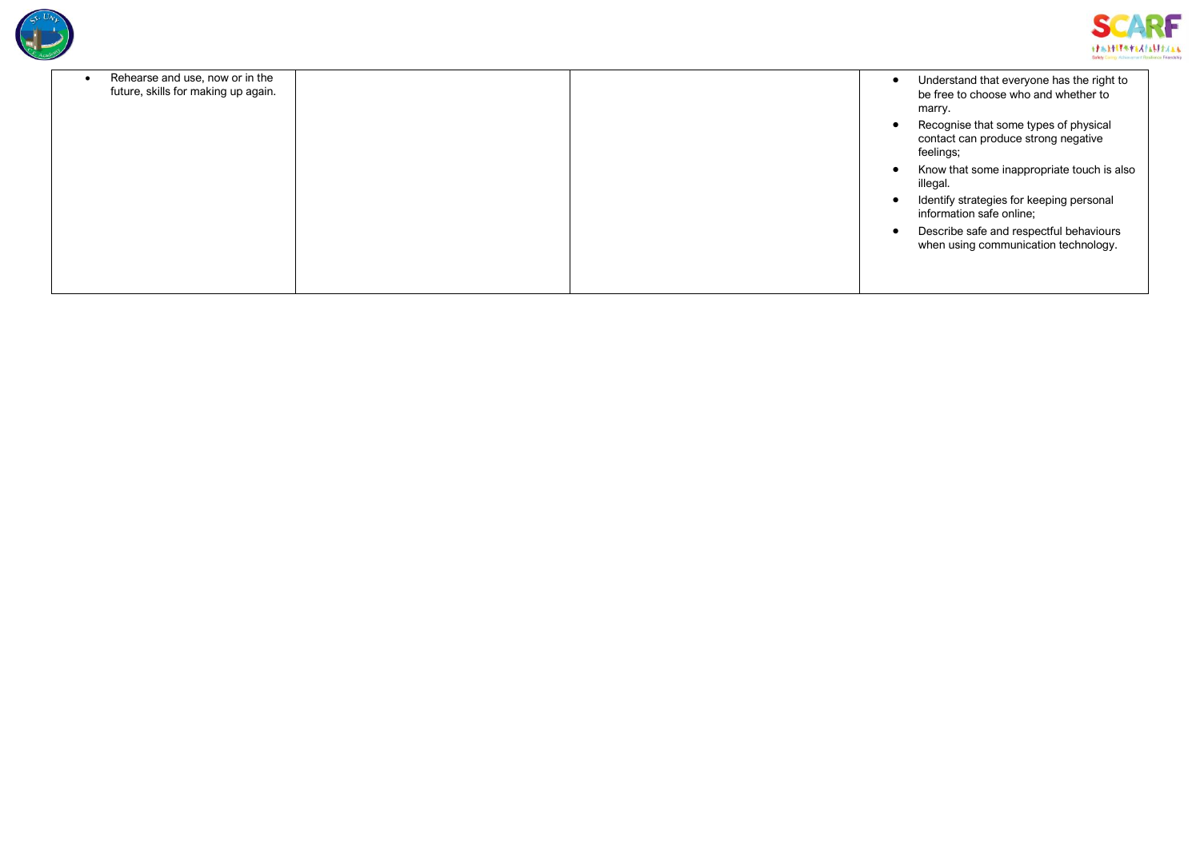| | | | |
|---|---|---|---|
| • Rehearse and use, now or in the future, skills for making up again. | | | • Understand that everyone has the right to be free to choose who and whether to marry.<br>• Recognise that some types of physical contact can produce strong negative feelings;<br>• Know that some inappropriate touch is also illegal.<br>• Identify strategies for keeping personal information safe online;<br>• Describe safe and respectful behaviours when using communication technology. |